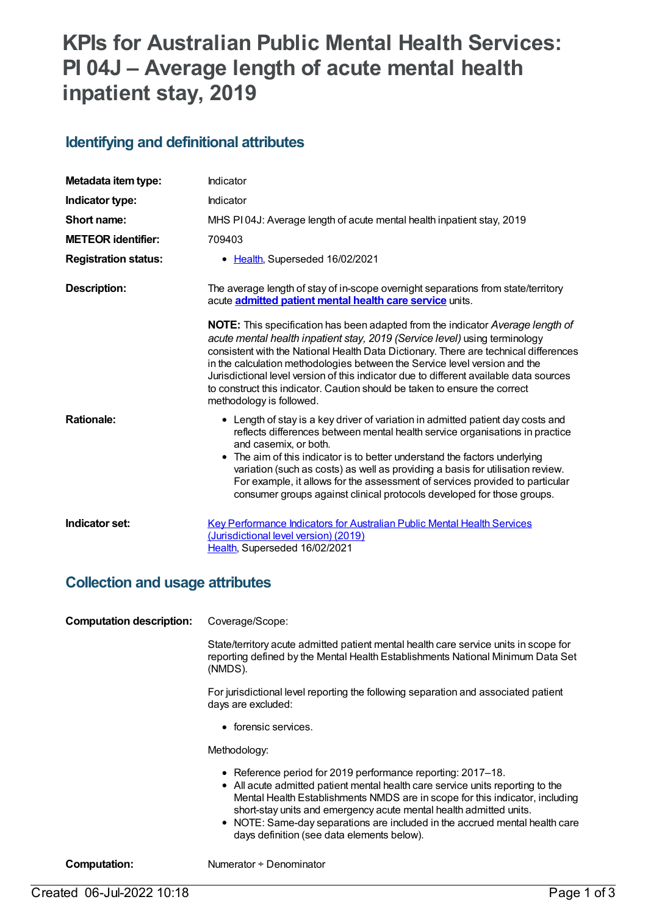# KPIs for Australian Public Mental Health Services: PI 04J – Average length of acute mental health inpatient stay, 2019

## Identifying and definitional attributes

| | |
|---|---|
| **Metadata item type:** | Indicator |
| **Indicator type:** | Indicator |
| **Short name:** | MHS PI 04J: Average length of acute mental health inpatient stay, 2019 |
| **METEOR identifier:** | 709403 |
| **Registration status:** | • Health, Superseded 16/02/2021 |
| **Description:** | The average length of stay of in-scope overnight separations from state/territory acute **admitted patient mental health care service** units.<br><br>**NOTE:** This specification has been adapted from the indicator *Average length of acute mental health inpatient stay, 2019 (Service level)* using terminology consistent with the National Health Data Dictionary. There are technical differences in the calculation methodologies between the Service level version and the Jurisdictional level version of this indicator due to different available data sources to construct this indicator. Caution should be taken to ensure the correct methodology is followed. |
| **Rationale:** | • Length of stay is a key driver of variation in admitted patient day costs and reflects differences between mental health service organisations in practice and casemix, or both.<br>• The aim of this indicator is to better understand the factors underlying variation (such as costs) as well as providing a basis for utilisation review. For example, it allows for the assessment of services provided to particular consumer groups against clinical protocols developed for those groups. |
| **Indicator set:** | Key Performance Indicators for Australian Public Mental Health Services (Jurisdictional level version) (2019)<br>Health, Superseded 16/02/2021 |

## Collection and usage attributes

| | |
|---|---|
| **Computation description:** | Coverage/Scope:<br><br>State/territory acute admitted patient mental health care service units in scope for reporting defined by the Mental Health Establishments National Minimum Data Set (NMDS).<br><br>For jurisdictional level reporting the following separation and associated patient days are excluded:<br><br>• forensic services.<br><br>Methodology:<br><br>• Reference period for 2019 performance reporting: 2017–18.<br>• All acute admitted patient mental health care service units reporting to the Mental Health Establishments NMDS are in scope for this indicator, including short-stay units and emergency acute mental health admitted units.<br>• NOTE: Same-day separations are included in the accrued mental health care days definition (see data elements below). |
| **Computation:** | Numerator ÷ Denominator |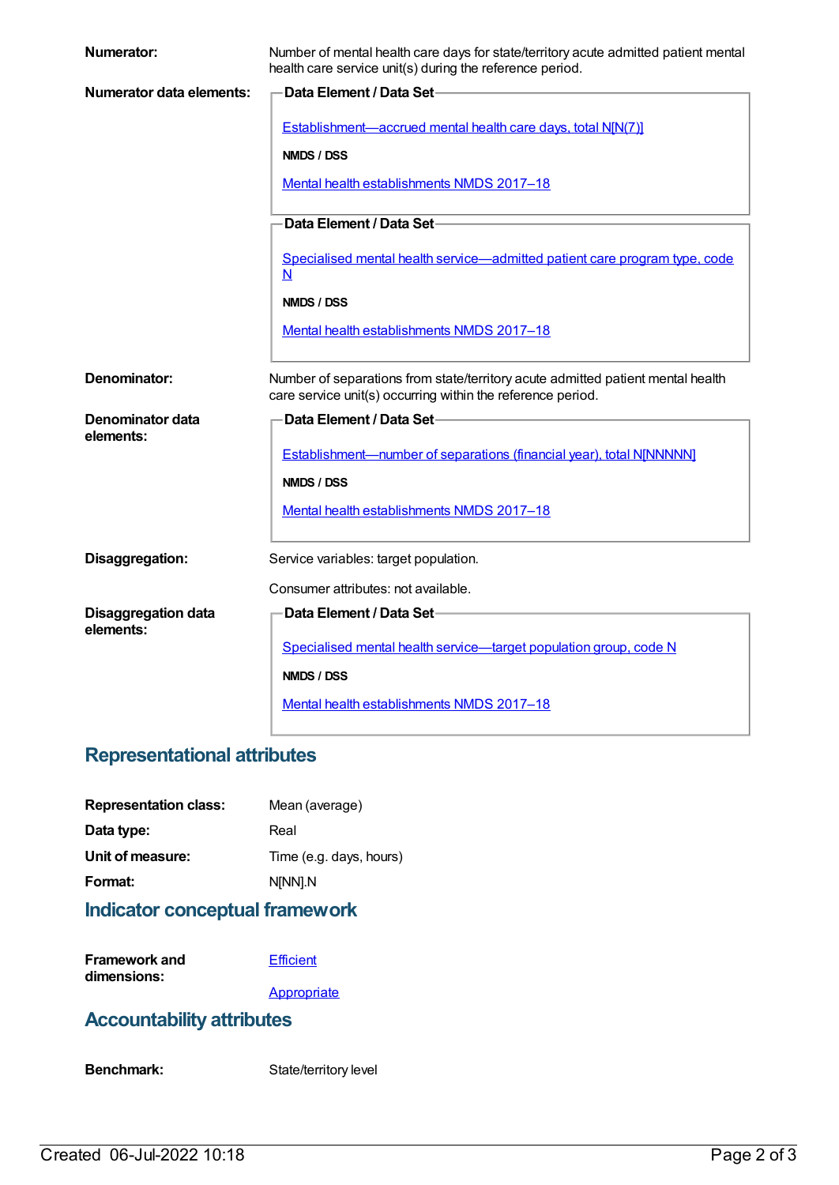**Numerator:** Number of mental health care days for state/territory acute admitted patient mental health care service unit(s) during the reference period.

**Numerator data elements:**

**Data Element / Data Set**

Establishment—accrued mental health care days, total N[N(7)]

**NMDS / DSS**

Mental health establishments NMDS 2017–18

**Data Element / Data Set**

Specialised mental health service—admitted patient care program type, code N

**NMDS / DSS**

Mental health establishments NMDS 2017–18

**Denominator:** Number of separations from state/territory acute admitted patient mental health care service unit(s) occurring within the reference period.

**Denominator data elements:**

**Data Element / Data Set**

Establishment—number of separations (financial year), total N[NNNNN]

**NMDS / DSS**

Mental health establishments NMDS 2017–18

**Disaggregation:** Service variables: target population.

Consumer attributes: not available.

**Disaggregation data elements:**

**Data Element / Data Set**

Specialised mental health service—target population group, code N

**NMDS / DSS**

Mental health establishments NMDS 2017–18

## Representational attributes

**Representation class:** Mean (average)

**Data type:** Real

**Unit of measure:** Time (e.g. days, hours)

**Format:** N[NN].N

## Indicator conceptual framework

**Framework and dimensions:** Efficient

Appropriate

## Accountability attributes

**Benchmark:** State/territory level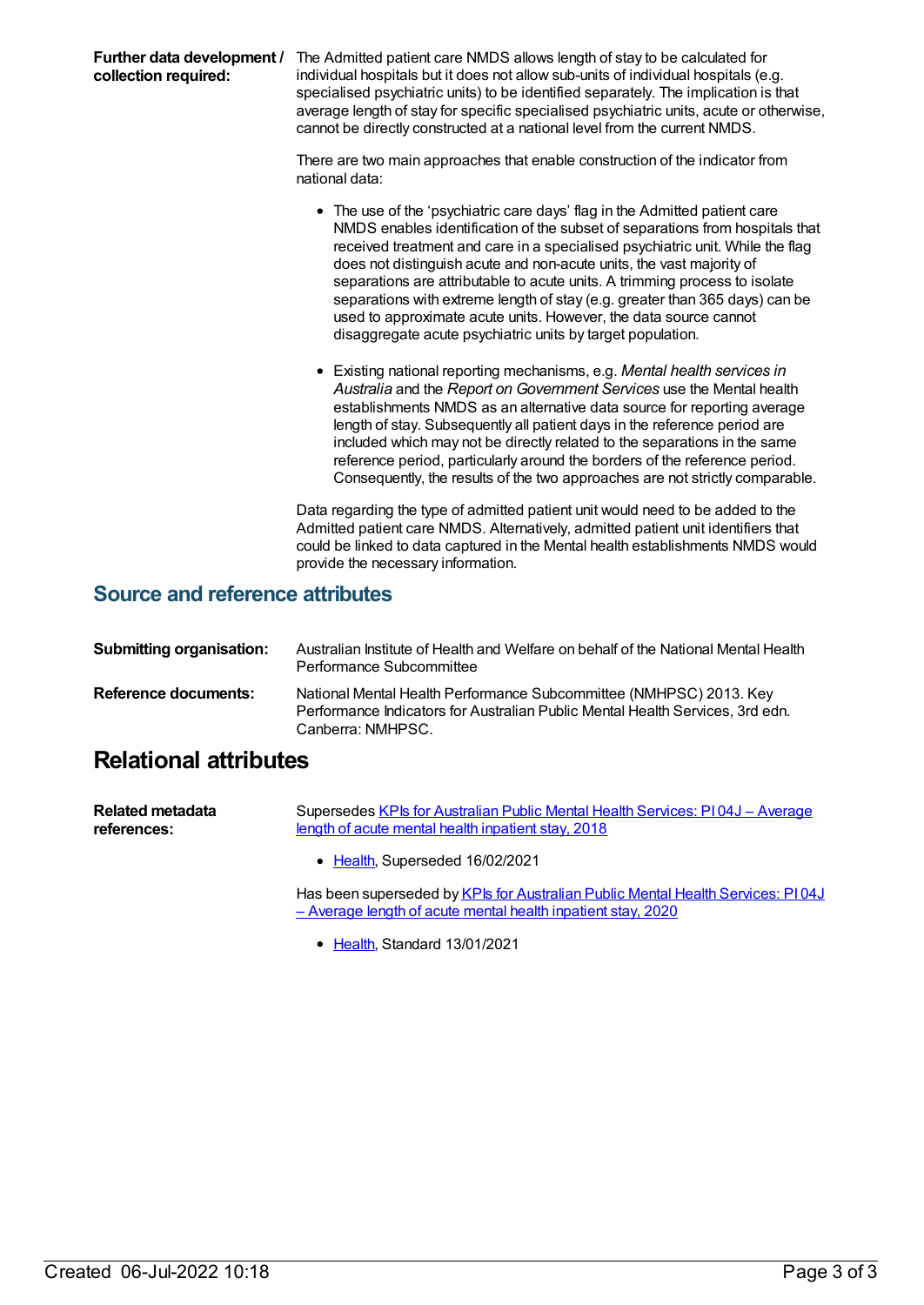**Further data development / collection required:**

The Admitted patient care NMDS allows length of stay to be calculated for individual hospitals but it does not allow sub-units of individual hospitals (e.g. specialised psychiatric units) to be identified separately. The implication is that average length of stay for specific specialised psychiatric units, acute or otherwise, cannot be directly constructed at a national level from the current NMDS.

There are two main approaches that enable construction of the indicator from national data:

- The use of the 'psychiatric care days' flag in the Admitted patient care NMDS enables identification of the subset of separations from hospitals that received treatment and care in a specialised psychiatric unit. While the flag does not distinguish acute and non-acute units, the vast majority of separations are attributable to acute units. A trimming process to isolate separations with extreme length of stay (e.g. greater than 365 days) can be used to approximate acute units. However, the data source cannot disaggregate acute psychiatric units by target population.
- Existing national reporting mechanisms, e.g. *Mental health services in Australia* and the *Report on Government Services* use the Mental health establishments NMDS as an alternative data source for reporting average length of stay. Subsequently all patient days in the reference period are included which may not be directly related to the separations in the same reference period, particularly around the borders of the reference period. Consequently, the results of the two approaches are not strictly comparable.

Data regarding the type of admitted patient unit would need to be added to the Admitted patient care NMDS. Alternatively, admitted patient unit identifiers that could be linked to data captured in the Mental health establishments NMDS would provide the necessary information.

## Source and reference attributes

**Submitting organisation:** Australian Institute of Health and Welfare on behalf of the National Mental Health Performance Subcommittee

**Reference documents:** National Mental Health Performance Subcommittee (NMHPSC) 2013. Key Performance Indicators for Australian Public Mental Health Services, 3rd edn. Canberra: NMHPSC.

# Relational attributes

**Related metadata references:**

Supersedes KPIs for Australian Public Mental Health Services: PI 04J – Average length of acute mental health inpatient stay, 2018

- Health, Superseded 16/02/2021

Has been superseded by KPIs for Australian Public Mental Health Services: PI 04J – Average length of acute mental health inpatient stay, 2020

- Health, Standard 13/01/2021